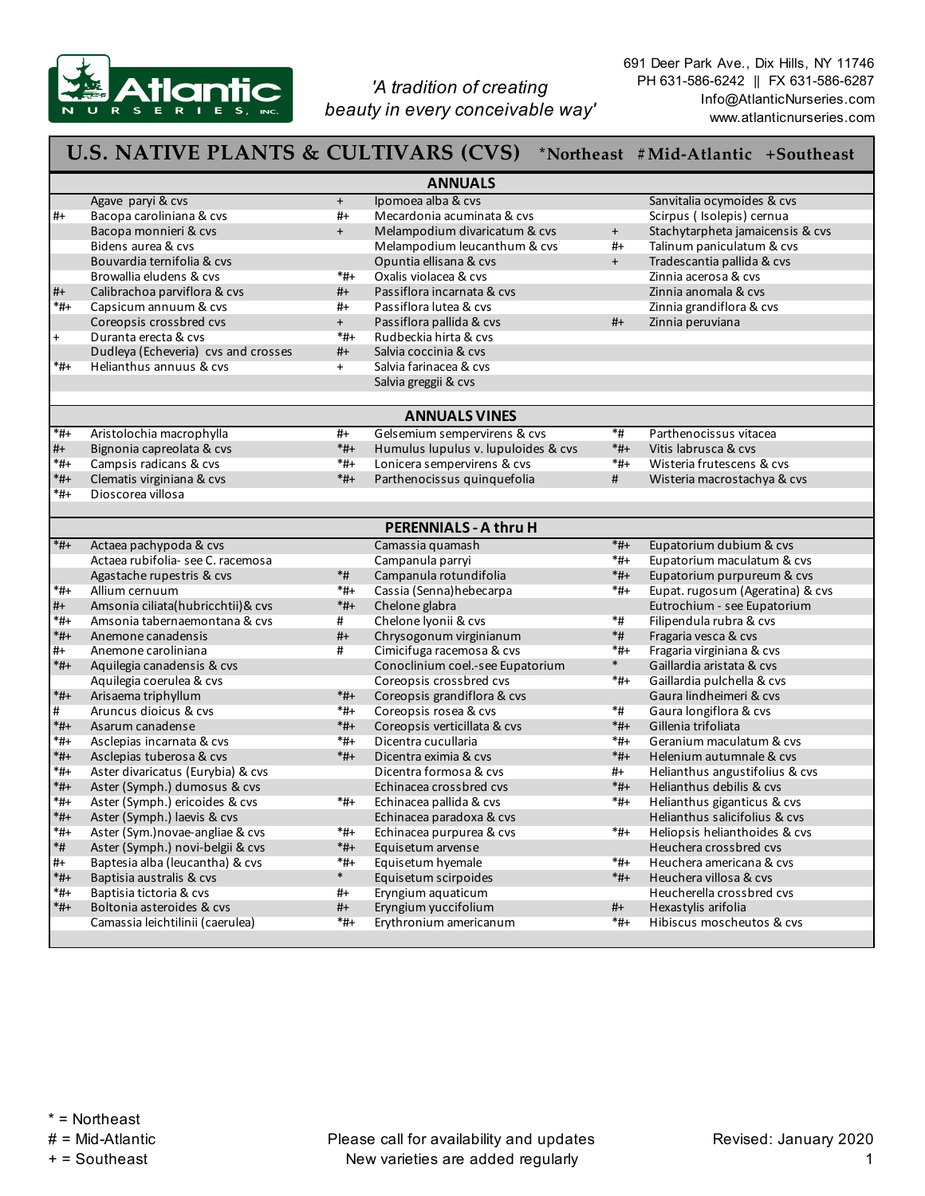Atlantic NURSERIES, INC.

*'A tradition of creating beauty in every conceivable way'*

691 Deer Park Ave., Dix Hills, NY 11746
PH 631-586-6242 || FX 631-586-6287
Info@AtlanticNurseries.com
www.atlanticnurseries.com

# U.S. NATIVE PLANTS & CULTIVARS (CVS) *Northeast #Mid-Atlantic +Southeast

## ANNUALS

| Region | Plant | Region | Plant | Region | Plant |
|---|---|---|---|---|---|
| | Agave paryi & cvs | + | Ipomoea alba & cvs | | Sanvitalia ocymoides & cvs |
| #+ | Bacopa caroliniana & cvs | #+ | Mecardonia acuminata & cvs | | Scirpus ( Isolepis) cernua |
| | Bacopa monnieri & cvs | + | Melampodium divaricatum & cvs | + | Stachytarpheta jamaicensis & cvs |
| | Bidens aurea & cvs | | Melampodium leucanthum & cvs | #+ | Talinum paniculatum & cvs |
| | Bouvardia ternifolia & cvs | | Opuntia ellisana & cvs | + | Tradescantia pallida & cvs |
| | Browallia eludens & cvs | *#+ | Oxalis violacea & cvs | | Zinnia acerosa & cvs |
| #+ | Calibrachoa parviflora & cvs | #+ | Passiflora incarnata & cvs | | Zinnia anomala & cvs |
| *#+ | Capsicum annuum & cvs | #+ | Passiflora lutea & cvs | | Zinnia grandiflora & cvs |
| | Coreopsis crossbred cvs | + | Passiflora pallida & cvs | #+ | Zinnia peruviana |
| + | Duranta erecta & cvs | *#+ | Rudbeckia hirta & cvs | | |
| | Dudleya (Echeveria) cvs and crosses | #+ | Salvia coccinia & cvs | | |
| *#+ | Helianthus annuus & cvs | + | Salvia farinacea & cvs | | |
| | | | Salvia greggii & cvs | | |

## ANNUALS VINES

| Region | Plant | Region | Plant | Region | Plant |
|---|---|---|---|---|---|
| *#+ | Aristolochia macrophylla | #+ | Gelsemium sempervirens & cvs | *# | Parthenocissus vitacea |
| #+ | Bignonia capreolata & cvs | *#+ | Humulus lupulus v. lupuloides & cvs | *#+ | Vitis labrusca & cvs |
| *#+ | Campsis radicans & cvs | *#+ | Lonicera sempervirens & cvs | *#+ | Wisteria frutescens & cvs |
| *#+ | Clematis virginiana & cvs | *#+ | Parthenocissus quinquefolia | # | Wisteria macrostachya & cvs |
| *#+ | Dioscorea villosa | | | | |

## PERENNIALS - A thru H

| Region | Plant | Region | Plant | Region | Plant |
|---|---|---|---|---|---|
| *#+ | Actaea pachypoda & cvs | | Camassia quamash | *#+ | Eupatorium dubium & cvs |
| | Actaea rubifolia- see C. racemosa | | Campanula parryi | *#+ | Eupatorium maculatum & cvs |
| | Agastache rupestris & cvs | *# | Campanula rotundifolia | *#+ | Eupatorium purpureum & cvs |
| *#+ | Allium cernuum | *#+ | Cassia (Senna)hebecarpa | *#+ | Eupat. rugosum (Ageratina) & cvs |
| #+ | Amsonia ciliata(hubricchtii)& cvs | *#+ | Chelone glabra | | Eutrochium - see Eupatorium |
| *#+ | Amsonia tabernaemontana & cvs | # | Chelone lyonii & cvs | *# | Filipendula rubra & cvs |
| *#+ | Anemone canadensis | #+ | Chrysogonum virginianum | *# | Fragaria vesca & cvs |
| #+ | Anemone caroliniana | # | Cimicifuga racemosa & cvs | *#+ | Fragaria virginiana & cvs |
| *#+ | Aquilegia canadensis & cvs | | Conoclinium coel.-see Eupatorium | * | Gaillardia aristata & cvs |
| | Aquilegia coerulea & cvs | | Coreopsis crossbred cvs | *#+ | Gaillardia pulchella & cvs |
| *#+ | Arisaema triphyllum | *#+ | Coreopsis grandiflora & cvs | | Gaura lindheimeri & cvs |
| # | Aruncus dioicus & cvs | *#+ | Coreopsis rosea & cvs | *# | Gaura longiflora & cvs |
| *#+ | Asarum canadense | *#+ | Coreopsis verticillata & cvs | *#+ | Gillenia trifoliata |
| *#+ | Asclepias incarnata & cvs | *#+ | Dicentra cucullaria | *#+ | Geranium maculatum & cvs |
| *#+ | Asclepias tuberosa & cvs | *#+ | Dicentra eximia & cvs | *#+ | Helenium autumnale & cvs |
| *#+ | Aster divaricatus (Eurybia) & cvs | | Dicentra formosa & cvs | #+ | Helianthus angustifolius & cvs |
| *#+ | Aster (Symph.) dumosus & cvs | | Echinacea crossbred cvs | *#+ | Helianthus debilis & cvs |
| *#+ | Aster (Symph.) ericoides & cvs | *#+ | Echinacea pallida & cvs | *#+ | Helianthus giganticus & cvs |
| *#+ | Aster (Symph.) laevis & cvs | | Echinacea paradoxa & cvs | | Helianthus salicifolius & cvs |
| *#+ | Aster (Sym.)novae-angliae & cvs | *#+ | Echinacea purpurea & cvs | *#+ | Heliopsis helianthoides & cvs |
| *# | Aster (Symph.) novi-belgii & cvs | *#+ | Equisetum arvense | | Heuchera crossbred cvs |
| #+ | Baptesia alba (leucantha) & cvs | *#+ | Equisetum hyemale | *#+ | Heuchera americana & cvs |
| *#+ | Baptisia australis & cvs | * | Equisetum scirpoides | *#+ | Heuchera villosa & cvs |
| *#+ | Baptisia tictoria & cvs | #+ | Eryngium aquaticum | | Heucherella crossbred cvs |
| *#+ | Boltonia asteroides & cvs | #+ | Eryngium yuccifolium | #+ | Hexastylis arifolia |
| | Camassia leichtilinii (caerulea) | *#+ | Erythronium americanum | *#+ | Hibiscus moscheutos & cvs |

* = Northeast
# = Mid-Atlantic
+ = Southeast

Please call for availability and updates
New varieties are added regularly

Revised: January 2020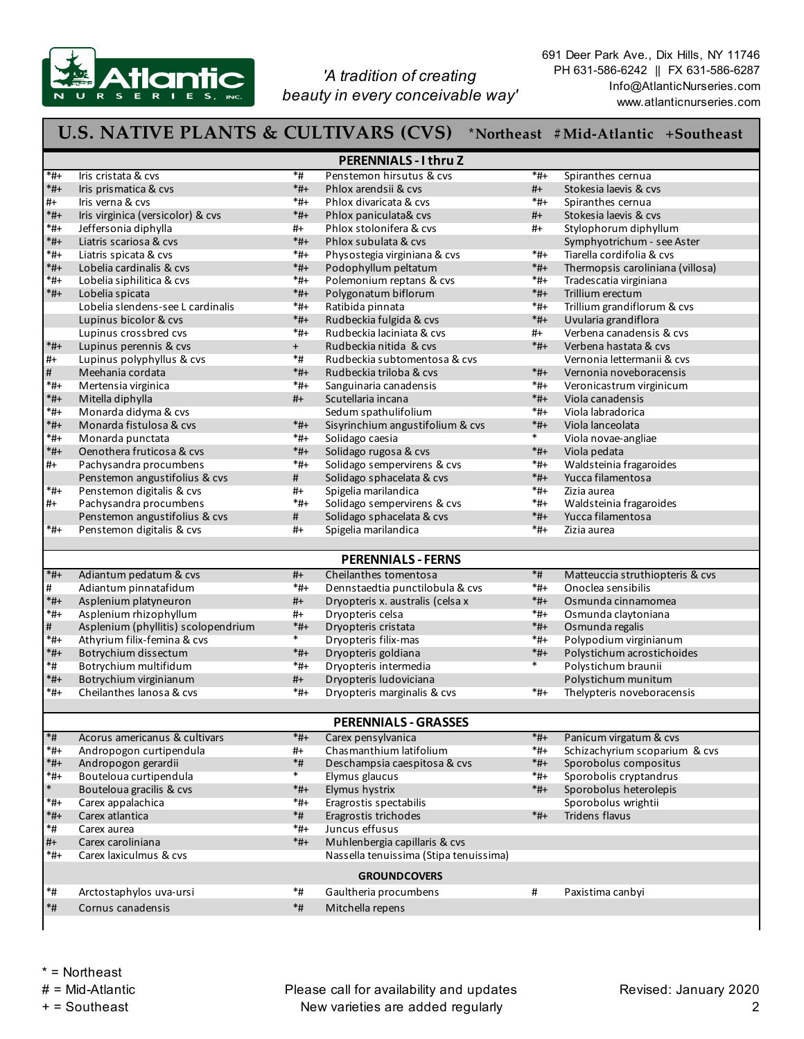Atlantic Nurseries, Inc.

*'A tradition of creating beauty in every conceivable way'*

691 Deer Park Ave., Dix Hills, NY 11746
PH 631-586-6242 || FX 631-586-6287
Info@AtlanticNurseries.com
www.atlanticnurseries.com

# U.S. NATIVE PLANTS & CULTIVARS (CVS) *Northeast #Mid-Atlantic +Southeast

## PERENNIALS - I thru Z

| | | | | | |
|---|---|---|---|---|---|
| *#+ | Iris cristata & cvs | *# | Penstemon hirsutus & cvs | *#+ | Spiranthes cernua |
| *#+ | Iris prismatica & cvs | *#+ | Phlox arendsii & cvs | #+ | Stokesia laevis & cvs |
| #+ | Iris verna & cvs | *#+ | Phlox divaricata & cvs | *#+ | Spiranthes cernua |
| *#+ | Iris virginica (versicolor) & cvs | *#+ | Phlox paniculata& cvs | #+ | Stokesia laevis & cvs |
| *#+ | Jeffersonia diphylla | #+ | Phlox stolonifera & cvs | #+ | Stylophorum diphyllum |
| *#+ | Liatris scariosa & cvs | *#+ | Phlox subulata & cvs | | Symphyotrichum - see Aster |
| *#+ | Liatris spicata & cvs | *#+ | Physostegia virginiana & cvs | *#+ | Tiarella cordifolia & cvs |
| *#+ | Lobelia cardinalis & cvs | *#+ | Podophyllum peltatum | *#+ | Thermopsis caroliniana (villosa) |
| *#+ | Lobelia siphilitica & cvs | *#+ | Polemonium reptans & cvs | *#+ | Tradescatia virginiana |
| *#+ | Lobelia spicata | *#+ | Polygonatum biflorum | *#+ | Trillium erectum |
| | Lobelia slendens-see L cardinalis | *#+ | Ratibida pinnata | *#+ | Trillium grandiflorum & cvs |
| | Lupinus bicolor & cvs | *#+ | Rudbeckia fulgida & cvs | *#+ | Uvularia grandiflora |
| | Lupinus crossbred cvs | *#+ | Rudbeckia laciniata & cvs | #+ | Verbena canadensis & cvs |
| *#+ | Lupinus perennis & cvs | + | Rudbeckia nitida & cvs | *#+ | Verbena hastata & cvs |
| #+ | Lupinus polyphyllus & cvs | *# | Rudbeckia subtomentosa & cvs | | Vernonia lettermanii & cvs |
| # | Meehania cordata | *#+ | Rudbeckia triloba & cvs | *#+ | Vernonia noveboracensis |
| *#+ | Mertensia virginica | *#+ | Sanguinaria canadensis | *#+ | Veronicastrum virginicum |
| *#+ | Mitella diphylla | #+ | Scutellaria incana | *#+ | Viola canadensis |
| *#+ | Monarda didyma & cvs | | Sedum spathulifolium | *#+ | Viola labradorica |
| *#+ | Monarda fistulosa & cvs | *#+ | Sisyrinchium angustifolium & cvs | *#+ | Viola lanceolata |
| *#+ | Monarda punctata | *#+ | Solidago caesia | * | Viola novae-angliae |
| *#+ | Oenothera fruticosa & cvs | *#+ | Solidago rugosa & cvs | *#+ | Viola pedata |
| #+ | Pachysandra procumbens | *#+ | Solidago sempervirens & cvs | *#+ | Waldsteinia fragaroides |
| | Penstemon angustifolius & cvs | # | Solidago sphacelata & cvs | *#+ | Yucca filamentosa |
| *#+ | Penstemon digitalis & cvs | #+ | Spigelia marilandica | *#+ | Zizia aurea |
| #+ | Pachysandra procumbens | *#+ | Solidago sempervirens & cvs | *#+ | Waldsteinia fragaroides |
| | Penstemon angustifolius & cvs | # | Solidago sphacelata & cvs | *#+ | Yucca filamentosa |
| *#+ | Penstemon digitalis & cvs | #+ | Spigelia marilandica | *#+ | Zizia aurea |

## PERENNIALS - FERNS

| | | | | | |
|---|---|---|---|---|---|
| *#+ | Adiantum pedatum & cvs | #+ | Cheilanthes tomentosa | *# | Matteuccia struthiopteris & cvs |
| # | Adiantum pinnatafidum | *#+ | Dennstaedtia punctilobula & cvs | *#+ | Onoclea sensibilis |
| *#+ | Asplenium platyneuron | #+ | Dryopteris x. australis (celsa x | *#+ | Osmunda cinnamomea |
| *#+ | Asplenium rhizophyllum | #+ | Dryopteris celsa | *#+ | Osmunda claytoniana |
| # | Asplenium (phyllitis) scolopendrium | *#+ | Dryopteris cristata | *#+ | Osmunda regalis |
| *#+ | Athyrium filix-femina & cvs | * | Dryopteris filix-mas | *#+ | Polypodium virginianum |
| *#+ | Botrychium dissectum | *#+ | Dryopteris goldiana | *#+ | Polystichum acrostichoides |
| *# | Botrychium multifidum | *#+ | Dryopteris intermedia | * | Polystichum braunii |
| *#+ | Botrychium virginianum | #+ | Dryopteris ludoviciana | | Polystichum munitum |
| *#+ | Cheilanthes lanosa & cvs | *#+ | Dryopteris marginalis & cvs | *#+ | Thelypteris noveboracensis |

## PERENNIALS - GRASSES

| | | | | | |
|---|---|---|---|---|---|
| *# | Acorus americanus & cultivars | *#+ | Carex pensylvanica | *#+ | Panicum virgatum & cvs |
| *#+ | Andropogon curtipendula | #+ | Chasmanthium latifolium | *#+ | Schizachyrium scoparium & cvs |
| *#+ | Andropogon gerardii | *# | Deschampsia caespitosa & cvs | *#+ | Sporobolus compositus |
| *#+ | Bouteloua curtipendula | * | Elymus glaucus | *#+ | Sporobolis cryptandrus |
| * | Bouteloua gracilis & cvs | *#+ | Elymus hystrix | *#+ | Sporobolus heterolepis |
| *#+ | Carex appalachica | *#+ | Eragrostis spectabilis | | Sporobolus wrightii |
| *#+ | Carex atlantica | *# | Eragrostis trichodes | *#+ | Tridens flavus |
| *# | Carex aurea | *#+ | Juncus effusus | | |
| #+ | Carex caroliniana | *#+ | Muhlenbergia capillaris & cvs | | |
| *#+ | Carex laxiculmus & cvs | | Nassella tenuissima (Stipa tenuissima) | | |

## GROUNDCOVERS

| | | | | | |
|---|---|---|---|---|---|
| *# | Arctostaphylos uva-ursi | *# | Gaultheria procumbens | # | Paxistima canbyi |
| *# | Cornus canadensis | *# | Mitchella repens | | |

\* = Northeast
\# = Mid-Atlantic
\+ = Southeast

Please call for availability and updates
New varieties are added regularly

Revised: January 2020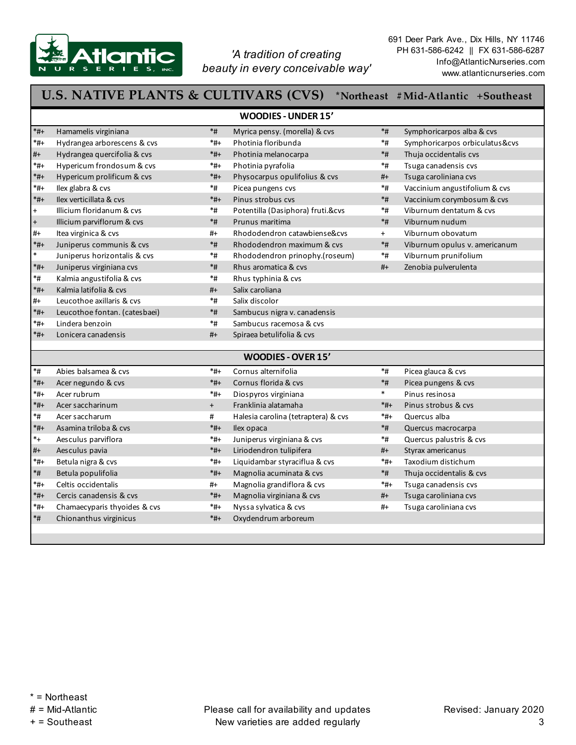Atlantic Nurseries, Inc.

*'A tradition of creating beauty in every conceivable way'*

691 Deer Park Ave., Dix Hills, NY 11746
PH 631-586-6242 || FX 631-586-6287
Info@AtlanticNurseries.com
www.atlanticnurseries.com

# U.S. NATIVE PLANTS & CULTIVARS (CVS) *Northeast #Mid-Atlantic +Southeast

## WOODIES - UNDER 15'

| | | | | | |
|---|---|---|---|---|---|
| *#+ | Hamamelis virginiana | *# | Myrica pensy. (morella) & cvs | *# | Symphoricarpos alba & cvs |
| *#+ | Hydrangea arborescens & cvs | *#+ | Photinia floribunda | *# | Symphoricarpos orbiculatus&cvs |
| #+ | Hydrangea quercifolia & cvs | *#+ | Photinia melanocarpa | *# | Thuja occidentalis cvs |
| *#+ | Hypericum frondosum & cvs | *#+ | Photinia pyrafolia | *# | Tsuga canadensis cvs |
| *#+ | Hypericum prolificum & cvs | *#+ | Physocarpus opulifolius & cvs | #+ | Tsuga caroliniana cvs |
| *#+ | Ilex glabra & cvs | *# | Picea pungens cvs | *# | Vaccinium angustifolium & cvs |
| *#+ | Ilex verticillata & cvs | *#+ | Pinus strobus cvs | *# | Vaccinium corymbosum & cvs |
| + | Illicium floridanum & cvs | *# | Potentilla (Dasiphora) fruti.&cvs | *# | Viburnum dentatum & cvs |
| + | Illicium parviflorum & cvs | *# | Prunus maritima | *# | Viburnum nudum |
| #+ | Itea virginica & cvs | #+ | Rhododendron catawbiense&cvs | + | Viburnum obovatum |
| *#+ | Juniperus communis & cvs | *# | Rhododendron maximum & cvs | *# | Viburnum opulus v. americanum |
| * | Juniperus horizontalis & cvs | *# | Rhododendron prinophy.(roseum) | *# | Viburnum prunifolium |
| *#+ | Juniperus virginiana cvs | *# | Rhus aromatica & cvs | #+ | Zenobia pulverulenta |
| *# | Kalmia angustifolia & cvs | *# | Rhus typhinia & cvs | | |
| *#+ | Kalmia latifolia & cvs | #+ | Salix caroliana | | |
| #+ | Leucothoe axillaris & cvs | *# | Salix discolor | | |
| *#+ | Leucothoe fontan. (catesbaei) | *# | Sambucus nigra v. canadensis | | |
| *#+ | Lindera benzoin | *# | Sambucus racemosa & cvs | | |
| *#+ | Lonicera canadensis | #+ | Spiraea betulifolia & cvs | | |

## WOODIES - OVER 15'

| | | | | | |
|---|---|---|---|---|---|
| *# | Abies balsamea & cvs | *#+ | Cornus alternifolia | *# | Picea glauca & cvs |
| *#+ | Acer negundo & cvs | *#+ | Cornus florida & cvs | *# | Picea pungens & cvs |
| *#+ | Acer rubrum | *#+ | Diospyros virginiana | * | Pinus resinosa |
| *#+ | Acer saccharinum | + | Franklinia alatamaha | *#+ | Pinus strobus & cvs |
| *# | Acer saccharum | # | Halesia carolina (tetraptera) & cvs | *#+ | Quercus alba |
| *#+ | Asamina triloba & cvs | *#+ | Ilex opaca | *# | Quercus macrocarpa |
| *+ | Aesculus parviflora | *#+ | Juniperus virginiana & cvs | *# | Quercus palustris & cvs |
| #+ | Aesculus pavia | *#+ | Liriodendron tulipifera | #+ | Styrax americanus |
| *#+ | Betula nigra & cvs | *#+ | Liquidambar styraciflua & cvs | *#+ | Taxodium distichum |
| *# | Betula populifolia | *#+ | Magnolia acuminata & cvs | *# | Thuja occidentalis & cvs |
| *#+ | Celtis occidentalis | #+ | Magnolia grandiflora & cvs | *#+ | Tsuga canadensis cvs |
| *#+ | Cercis canadensis & cvs | *#+ | Magnolia virginiana & cvs | #+ | Tsuga caroliniana cvs |
| *#+ | Chamaecyparis thyoides & cvs | *#+ | Nyssa sylvatica & cvs | #+ | Tsuga caroliniana cvs |
| *# | Chionanthus virginicus | *#+ | Oxydendrum arboreum | | |

* = Northeast
# = Mid-Atlantic
+ = Southeast

Please call for availability and updates
New varieties are added regularly

Revised: January 2020